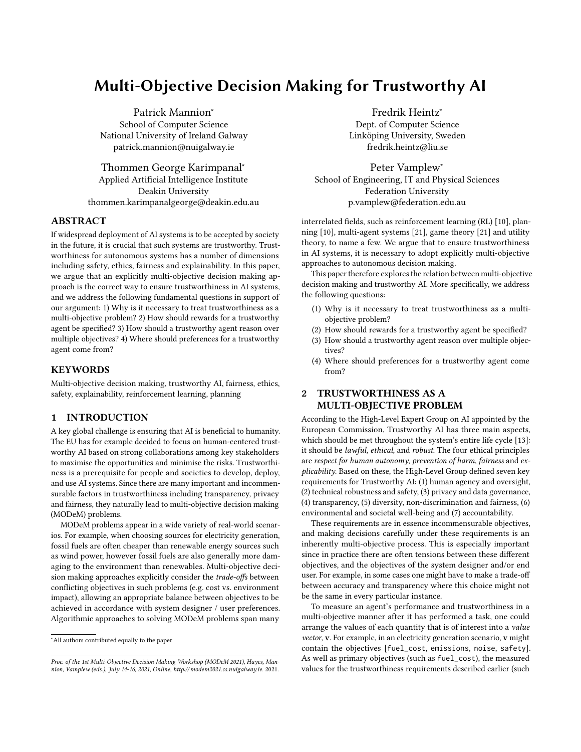# Multi-Objective Decision Making for Trustworthy AI

Patrick Mannion*
School of Computer Science
National University of Ireland Galway
patrick.mannion@nuigalway.ie

Fredrik Heintz*
Dept. of Computer Science
Linköping University, Sweden
fredrik.heintz@liu.se

Thommen George Karimpanal*
Applied Artificial Intelligence Institute
Deakin University
thommen.karimpanalgeorge@deakin.edu.au

Peter Vamplew*
School of Engineering, IT and Physical Sciences
Federation University
p.vamplew@federation.edu.au

## ABSTRACT

If widespread deployment of AI systems is to be accepted by society in the future, it is crucial that such systems are trustworthy. Trustworthiness for autonomous systems has a number of dimensions including safety, ethics, fairness and explainability. In this paper, we argue that an explicitly multi-objective decision making approach is the correct way to ensure trustworthiness in AI systems, and we address the following fundamental questions in support of our argument: 1) Why is it necessary to treat trustworthiness as a multi-objective problem? 2) How should rewards for a trustworthy agent be specified? 3) How should a trustworthy agent reason over multiple objectives? 4) Where should preferences for a trustworthy agent come from?

## KEYWORDS

Multi-objective decision making, trustworthy AI, fairness, ethics, safety, explainability, reinforcement learning, planning

## 1 INTRODUCTION

A key global challenge is ensuring that AI is beneficial to humanity. The EU has for example decided to focus on human-centered trustworthy AI based on strong collaborations among key stakeholders to maximise the opportunities and minimise the risks. Trustworthiness is a prerequisite for people and societies to develop, deploy, and use AI systems. Since there are many important and incommensurable factors in trustworthiness including transparency, privacy and fairness, they naturally lead to multi-objective decision making (MODeM) problems.

MODeM problems appear in a wide variety of real-world scenarios. For example, when choosing sources for electricity generation, fossil fuels are often cheaper than renewable energy sources such as wind power, however fossil fuels are also generally more damaging to the environment than renewables. Multi-objective decision making approaches explicitly consider the *trade-offs* between conflicting objectives in such problems (e.g. cost vs. environment impact), allowing an appropriate balance between objectives to be achieved in accordance with system designer / user preferences. Algorithmic approaches to solving MODeM problems span many interrelated fields, such as reinforcement learning (RL) [10], planning [10], multi-agent systems [21], game theory [21] and utility theory, to name a few. We argue that to ensure trustworthiness in AI systems, it is necessary to adopt explicitly multi-objective approaches to autonomous decision making.

This paper therefore explores the relation between multi-objective decision making and trustworthy AI. More specifically, we address the following questions:

(1) Why is it necessary to treat trustworthiness as a multi-objective problem?
(2) How should rewards for a trustworthy agent be specified?
(3) How should a trustworthy agent reason over multiple objectives?
(4) Where should preferences for a trustworthy agent come from?

## 2 TRUSTWORTHINESS AS A MULTI-OBJECTIVE PROBLEM

According to the High-Level Expert Group on AI appointed by the European Commission, Trustworthy AI has three main aspects, which should be met throughout the system's entire life cycle [13]: it should be *lawful*, *ethical*, and *robust*. The four ethical principles are *respect for human autonomy*, *prevention of harm*, *fairness* and *explicability*. Based on these, the High-Level Group defined seven key requirements for Trustworthy AI: (1) human agency and oversight, (2) technical robustness and safety, (3) privacy and data governance, (4) transparency, (5) diversity, non-discrimination and fairness, (6) environmental and societal well-being and (7) accountability.

These requirements are in essence incommensurable objectives, and making decisions carefully under these requirements is an inherently multi-objective process. This is especially important since in practice there are often tensions between these different objectives, and the objectives of the system designer and/or end user. For example, in some cases one might have to make a trade-off between accuracy and transparency where this choice might not be the same in every particular instance.

To measure an agent's performance and trustworthiness in a multi-objective manner after it has performed a task, one could arrange the values of each quantity that is of interest into a *value vector*, **v**. For example, in an electricity generation scenario, **v** might contain the objectives [fuel_cost, emissions, noise, safety]. As well as primary objectives (such as fuel_cost), the measured values for the trustworthiness requirements described earlier (such

*All authors contributed equally to the paper

*Proc. of the 1st Multi-Objective Decision Making Workshop (MODeM 2021), Hayes, Mannion, Vamplew (eds.), July 14-16, 2021, Online, http://modem2021.cs.nuigalway.ie.* 2021.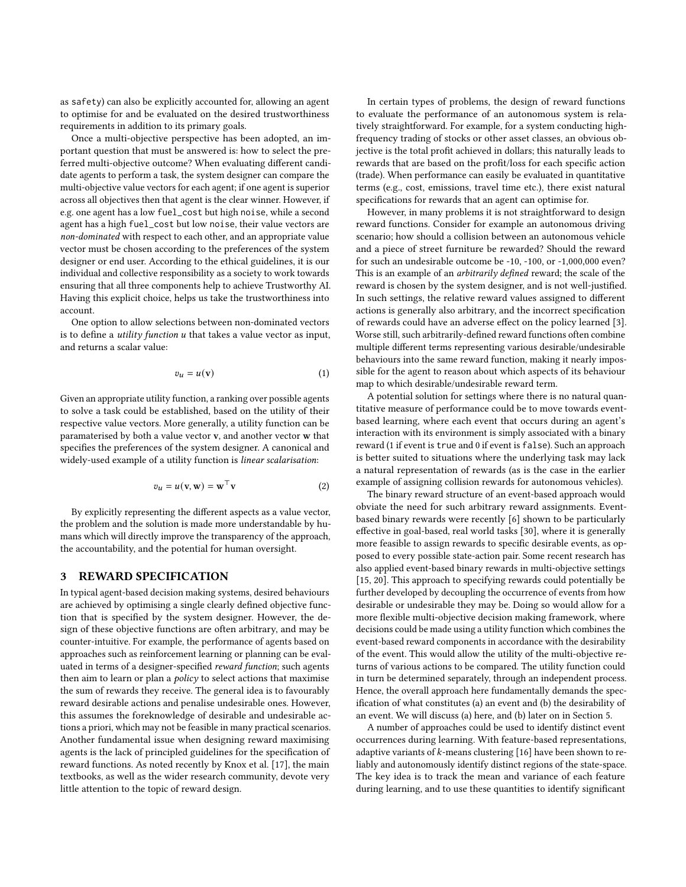as `safety`) can also be explicitly accounted for, allowing an agent to optimise for and be evaluated on the desired trustworthiness requirements in addition to its primary goals.

Once a multi-objective perspective has been adopted, an important question that must be answered is: how to select the preferred multi-objective outcome? When evaluating different candidate agents to perform a task, the system designer can compare the multi-objective value vectors for each agent; if one agent is superior across all objectives then that agent is the clear winner. However, if e.g. one agent has a low `fuel_cost` but high `noise`, while a second agent has a high `fuel_cost` but low `noise`, their value vectors are *non-dominated* with respect to each other, and an appropriate value vector must be chosen according to the preferences of the system designer or end user. According to the ethical guidelines, it is our individual and collective responsibility as a society to work towards ensuring that all three components help to achieve Trustworthy AI. Having this explicit choice, helps us take the trustworthiness into account.

One option to allow selections between non-dominated vectors is to define a *utility function* $u$ that takes a value vector as input, and returns a scalar value:

$$v_u = u(\mathbf{v}) \tag{1}$$

Given an appropriate utility function, a ranking over possible agents to solve a task could be established, based on the utility of their respective value vectors. More generally, a utility function can be paramaterised by both a value vector $\mathbf{v}$, and another vector $\mathbf{w}$ that specifies the preferences of the system designer. A canonical and widely-used example of a utility function is *linear scalarisation*:

$$v_u = u(\mathbf{v}, \mathbf{w}) = \mathbf{w}^\top \mathbf{v} \tag{2}$$

By explicitly representing the different aspects as a value vector, the problem and the solution is made more understandable by humans which will directly improve the transparency of the approach, the accountability, and the potential for human oversight.

## 3 REWARD SPECIFICATION

In typical agent-based decision making systems, desired behaviours are achieved by optimising a single clearly defined objective function that is specified by the system designer. However, the design of these objective functions are often arbitrary, and may be counter-intuitive. For example, the performance of agents based on approaches such as reinforcement learning or planning can be evaluated in terms of a designer-specified *reward function*; such agents then aim to learn or plan a *policy* to select actions that maximise the sum of rewards they receive. The general idea is to favourably reward desirable actions and penalise undesirable ones. However, this assumes the foreknowledge of desirable and undesirable actions a priori, which may not be feasible in many practical scenarios. Another fundamental issue when designing reward maximising agents is the lack of principled guidelines for the specification of reward functions. As noted recently by Knox et al. [17], the main textbooks, as well as the wider research community, devote very little attention to the topic of reward design.

In certain types of problems, the design of reward functions to evaluate the performance of an autonomous system is relatively straightforward. For example, for a system conducting high-frequency trading of stocks or other asset classes, an obvious objective is the total profit achieved in dollars; this naturally leads to rewards that are based on the profit/loss for each specific action (trade). When performance can easily be evaluated in quantitative terms (e.g., cost, emissions, travel time etc.), there exist natural specifications for rewards that an agent can optimise for.

However, in many problems it is not straightforward to design reward functions. Consider for example an autonomous driving scenario; how should a collision between an autonomous vehicle and a piece of street furniture be rewarded? Should the reward for such an undesirable outcome be -10, -100, or -1,000,000 even? This is an example of an *arbitrarily defined* reward; the scale of the reward is chosen by the system designer, and is not well-justified. In such settings, the relative reward values assigned to different actions is generally also arbitrary, and the incorrect specification of rewards could have an adverse effect on the policy learned [3]. Worse still, such arbitrarily-defined reward functions often combine multiple different terms representing various desirable/undesirable behaviours into the same reward function, making it nearly impossible for the agent to reason about which aspects of its behaviour map to which desirable/undesirable reward term.

A potential solution for settings where there is no natural quantitative measure of performance could be to move towards event-based learning, where each event that occurs during an agent's interaction with its environment is simply associated with a binary reward (1 if event is `true` and 0 if event is `false`). Such an approach is better suited to situations where the underlying task may lack a natural representation of rewards (as is the case in the earlier example of assigning collision rewards for autonomous vehicles).

The binary reward structure of an event-based approach would obviate the need for such arbitrary reward assignments. Event-based binary rewards were recently [6] shown to be particularly effective in goal-based, real world tasks [30], where it is generally more feasible to assign rewards to specific desirable events, as opposed to every possible state-action pair. Some recent research has also applied event-based binary rewards in multi-objective settings [15, 20]. This approach to specifying rewards could potentially be further developed by decoupling the occurrence of events from how desirable or undesirable they may be. Doing so would allow for a more flexible multi-objective decision making framework, where decisions could be made using a utility function which combines the event-based reward components in accordance with the desirability of the event. This would allow the utility of the multi-objective returns of various actions to be compared. The utility function could in turn be determined separately, through an independent process. Hence, the overall approach here fundamentally demands the specification of what constitutes (a) an event and (b) the desirability of an event. We will discuss (a) here, and (b) later on in Section 5.

A number of approaches could be used to identify distinct event occurrences during learning. With feature-based representations, adaptive variants of $k$-means clustering [16] have been shown to reliably and autonomously identify distinct regions of the state-space. The key idea is to track the mean and variance of each feature during learning, and to use these quantities to identify significant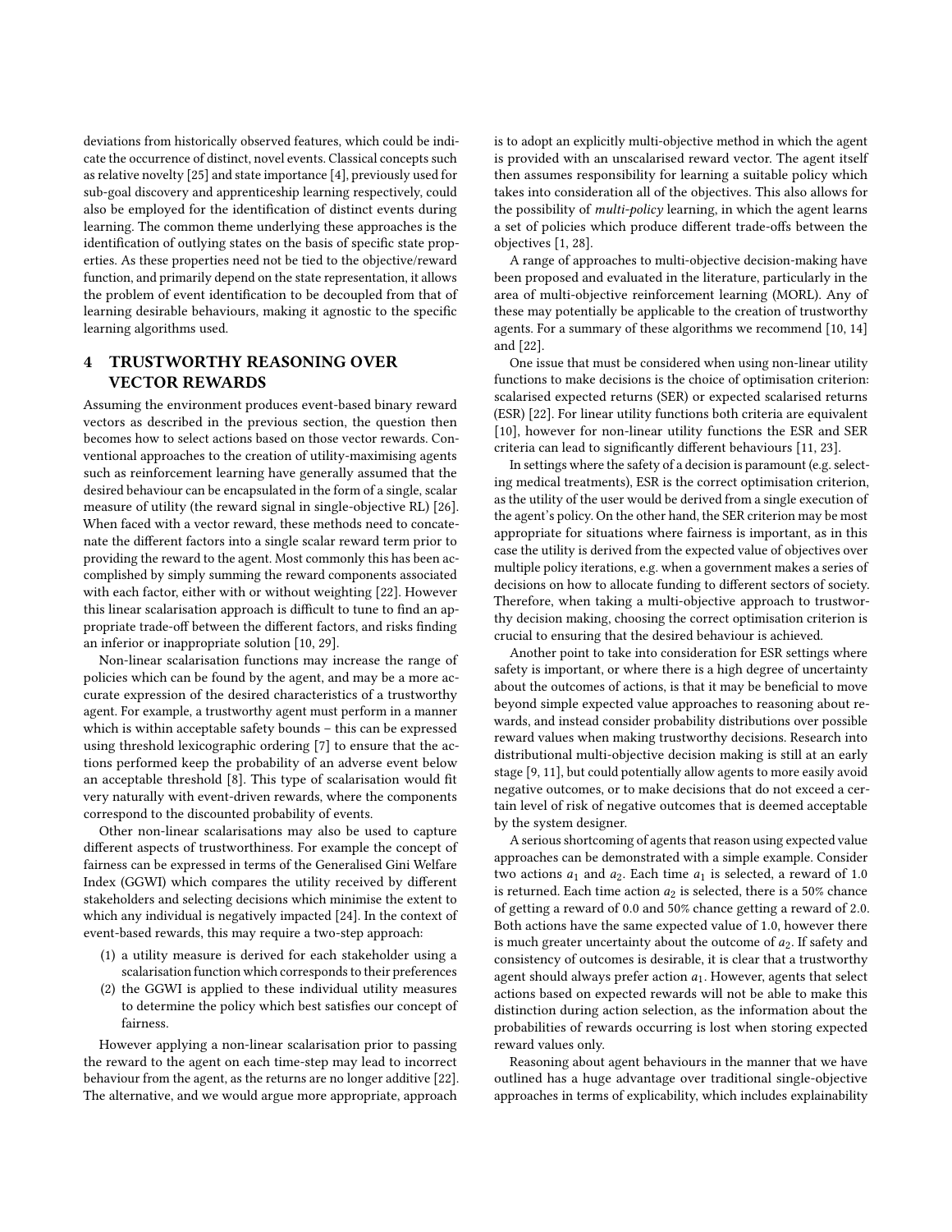deviations from historically observed features, which could be indicate the occurrence of distinct, novel events. Classical concepts such as relative novelty [25] and state importance [4], previously used for sub-goal discovery and apprenticeship learning respectively, could also be employed for the identification of distinct events during learning. The common theme underlying these approaches is the identification of outlying states on the basis of specific state properties. As these properties need not be tied to the objective/reward function, and primarily depend on the state representation, it allows the problem of event identification to be decoupled from that of learning desirable behaviours, making it agnostic to the specific learning algorithms used.

## 4 TRUSTWORTHY REASONING OVER VECTOR REWARDS

Assuming the environment produces event-based binary reward vectors as described in the previous section, the question then becomes how to select actions based on those vector rewards. Conventional approaches to the creation of utility-maximising agents such as reinforcement learning have generally assumed that the desired behaviour can be encapsulated in the form of a single, scalar measure of utility (the reward signal in single-objective RL) [26]. When faced with a vector reward, these methods need to concatenate the different factors into a single scalar reward term prior to providing the reward to the agent. Most commonly this has been accomplished by simply summing the reward components associated with each factor, either with or without weighting [22]. However this linear scalarisation approach is difficult to tune to find an appropriate trade-off between the different factors, and risks finding an inferior or inappropriate solution [10, 29].

Non-linear scalarisation functions may increase the range of policies which can be found by the agent, and may be a more accurate expression of the desired characteristics of a trustworthy agent. For example, a trustworthy agent must perform in a manner which is within acceptable safety bounds – this can be expressed using threshold lexicographic ordering [7] to ensure that the actions performed keep the probability of an adverse event below an acceptable threshold [8]. This type of scalarisation would fit very naturally with event-driven rewards, where the components correspond to the discounted probability of events.

Other non-linear scalarisations may also be used to capture different aspects of trustworthiness. For example the concept of fairness can be expressed in terms of the Generalised Gini Welfare Index (GGWI) which compares the utility received by different stakeholders and selecting decisions which minimise the extent to which any individual is negatively impacted [24]. In the context of event-based rewards, this may require a two-step approach:

1. a utility measure is derived for each stakeholder using a scalarisation function which corresponds to their preferences
2. the GGWI is applied to these individual utility measures to determine the policy which best satisfies our concept of fairness.

However applying a non-linear scalarisation prior to passing the reward to the agent on each time-step may lead to incorrect behaviour from the agent, as the returns are no longer additive [22]. The alternative, and we would argue more appropriate, approach is to adopt an explicitly multi-objective method in which the agent is provided with an unscalarised reward vector. The agent itself then assumes responsibility for learning a suitable policy which takes into consideration all of the objectives. This also allows for the possibility of *multi-policy* learning, in which the agent learns a set of policies which produce different trade-offs between the objectives [1, 28].

A range of approaches to multi-objective decision-making have been proposed and evaluated in the literature, particularly in the area of multi-objective reinforcement learning (MORL). Any of these may potentially be applicable to the creation of trustworthy agents. For a summary of these algorithms we recommend [10, 14] and [22].

One issue that must be considered when using non-linear utility functions to make decisions is the choice of optimisation criterion: scalarised expected returns (SER) or expected scalarised returns (ESR) [22]. For linear utility functions both criteria are equivalent [10], however for non-linear utility functions the ESR and SER criteria can lead to significantly different behaviours [11, 23].

In settings where the safety of a decision is paramount (e.g. selecting medical treatments), ESR is the correct optimisation criterion, as the utility of the user would be derived from a single execution of the agent's policy. On the other hand, the SER criterion may be most appropriate for situations where fairness is important, as in this case the utility is derived from the expected value of objectives over multiple policy iterations, e.g. when a government makes a series of decisions on how to allocate funding to different sectors of society. Therefore, when taking a multi-objective approach to trustworthy decision making, choosing the correct optimisation criterion is crucial to ensuring that the desired behaviour is achieved.

Another point to take into consideration for ESR settings where safety is important, or where there is a high degree of uncertainty about the outcomes of actions, is that it may be beneficial to move beyond simple expected value approaches to reasoning about rewards, and instead consider probability distributions over possible reward values when making trustworthy decisions. Research into distributional multi-objective decision making is still at an early stage [9, 11], but could potentially allow agents to more easily avoid negative outcomes, or to make decisions that do not exceed a certain level of risk of negative outcomes that is deemed acceptable by the system designer.

A serious shortcoming of agents that reason using expected value approaches can be demonstrated with a simple example. Consider two actions $a_1$ and $a_2$. Each time $a_1$ is selected, a reward of 1.0 is returned. Each time action $a_2$ is selected, there is a 50% chance of getting a reward of 0.0 and 50% chance getting a reward of 2.0. Both actions have the same expected value of 1.0, however there is much greater uncertainty about the outcome of $a_2$. If safety and consistency of outcomes is desirable, it is clear that a trustworthy agent should always prefer action $a_1$. However, agents that select actions based on expected rewards will not be able to make this distinction during action selection, as the information about the probabilities of rewards occurring is lost when storing expected reward values only.

Reasoning about agent behaviours in the manner that we have outlined has a huge advantage over traditional single-objective approaches in terms of explicability, which includes explainability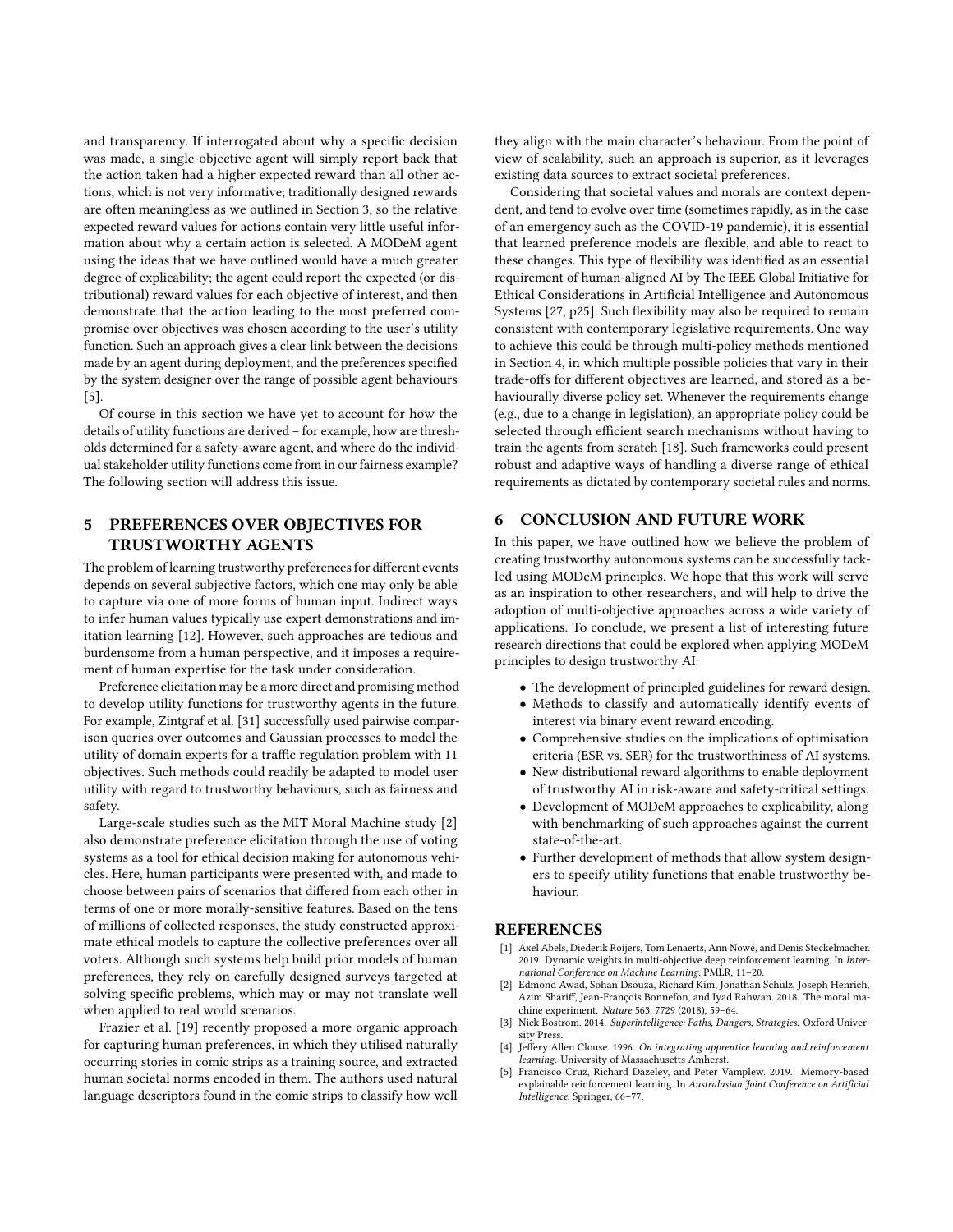and transparency. If interrogated about why a specific decision was made, a single-objective agent will simply report back that the action taken had a higher expected reward than all other actions, which is not very informative; traditionally designed rewards are often meaningless as we outlined in Section 3, so the relative expected reward values for actions contain very little useful information about why a certain action is selected. A MODeM agent using the ideas that we have outlined would have a much greater degree of explicability; the agent could report the expected (or distributional) reward values for each objective of interest, and then demonstrate that the action leading to the most preferred compromise over objectives was chosen according to the user's utility function. Such an approach gives a clear link between the decisions made by an agent during deployment, and the preferences specified by the system designer over the range of possible agent behaviours [5].

Of course in this section we have yet to account for how the details of utility functions are derived – for example, how are thresholds determined for a safety-aware agent, and where do the individual stakeholder utility functions come from in our fairness example? The following section will address this issue.

## 5 PREFERENCES OVER OBJECTIVES FOR TRUSTWORTHY AGENTS

The problem of learning trustworthy preferences for different events depends on several subjective factors, which one may only be able to capture via one of more forms of human input. Indirect ways to infer human values typically use expert demonstrations and imitation learning [12]. However, such approaches are tedious and burdensome from a human perspective, and it imposes a requirement of human expertise for the task under consideration.

Preference elicitation may be a more direct and promising method to develop utility functions for trustworthy agents in the future. For example, Zintgraf et al. [31] successfully used pairwise comparison queries over outcomes and Gaussian processes to model the utility of domain experts for a traffic regulation problem with 11 objectives. Such methods could readily be adapted to model user utility with regard to trustworthy behaviours, such as fairness and safety.

Large-scale studies such as the MIT Moral Machine study [2] also demonstrate preference elicitation through the use of voting systems as a tool for ethical decision making for autonomous vehicles. Here, human participants were presented with, and made to choose between pairs of scenarios that differed from each other in terms of one or more morally-sensitive features. Based on the tens of millions of collected responses, the study constructed approximate ethical models to capture the collective preferences over all voters. Although such systems help build prior models of human preferences, they rely on carefully designed surveys targeted at solving specific problems, which may or may not translate well when applied to real world scenarios.

Frazier et al. [19] recently proposed a more organic approach for capturing human preferences, in which they utilised naturally occurring stories in comic strips as a training source, and extracted human societal norms encoded in them. The authors used natural language descriptors found in the comic strips to classify how well they align with the main character's behaviour. From the point of view of scalability, such an approach is superior, as it leverages existing data sources to extract societal preferences.

Considering that societal values and morals are context dependent, and tend to evolve over time (sometimes rapidly, as in the case of an emergency such as the COVID-19 pandemic), it is essential that learned preference models are flexible, and able to react to these changes. This type of flexibility was identified as an essential requirement of human-aligned AI by The IEEE Global Initiative for Ethical Considerations in Artificial Intelligence and Autonomous Systems [27, p25]. Such flexibility may also be required to remain consistent with contemporary legislative requirements. One way to achieve this could be through multi-policy methods mentioned in Section 4, in which multiple possible policies that vary in their trade-offs for different objectives are learned, and stored as a behaviourally diverse policy set. Whenever the requirements change (e.g., due to a change in legislation), an appropriate policy could be selected through efficient search mechanisms without having to train the agents from scratch [18]. Such frameworks could present robust and adaptive ways of handling a diverse range of ethical requirements as dictated by contemporary societal rules and norms.

## 6 CONCLUSION AND FUTURE WORK

In this paper, we have outlined how we believe the problem of creating trustworthy autonomous systems can be successfully tackled using MODeM principles. We hope that this work will serve as an inspiration to other researchers, and will help to drive the adoption of multi-objective approaches across a wide variety of applications. To conclude, we present a list of interesting future research directions that could be explored when applying MODeM principles to design trustworthy AI:

- The development of principled guidelines for reward design.
- Methods to classify and automatically identify events of interest via binary event reward encoding.
- Comprehensive studies on the implications of optimisation criteria (ESR vs. SER) for the trustworthiness of AI systems.
- New distributional reward algorithms to enable deployment of trustworthy AI in risk-aware and safety-critical settings.
- Development of MODeM approaches to explicability, along with benchmarking of such approaches against the current state-of-the-art.
- Further development of methods that allow system designers to specify utility functions that enable trustworthy behaviour.

## REFERENCES

[1] Axel Abels, Diederik Roijers, Tom Lenaerts, Ann Nowé, and Denis Steckelmacher. 2019. Dynamic weights in multi-objective deep reinforcement learning. In *International Conference on Machine Learning*. PMLR, 11–20.

[2] Edmond Awad, Sohan Dsouza, Richard Kim, Jonathan Schulz, Joseph Henrich, Azim Shariff, Jean-François Bonnefon, and Iyad Rahwan. 2018. The moral machine experiment. *Nature* 563, 7729 (2018), 59–64.

[3] Nick Bostrom. 2014. *Superintelligence: Paths, Dangers, Strategies.* Oxford University Press.

[4] Jeffery Allen Clouse. 1996. *On integrating apprentice learning and reinforcement learning.* University of Massachusetts Amherst.

[5] Francisco Cruz, Richard Dazeley, and Peter Vamplew. 2019. Memory-based explainable reinforcement learning. In *Australasian Joint Conference on Artificial Intelligence.* Springer, 66–77.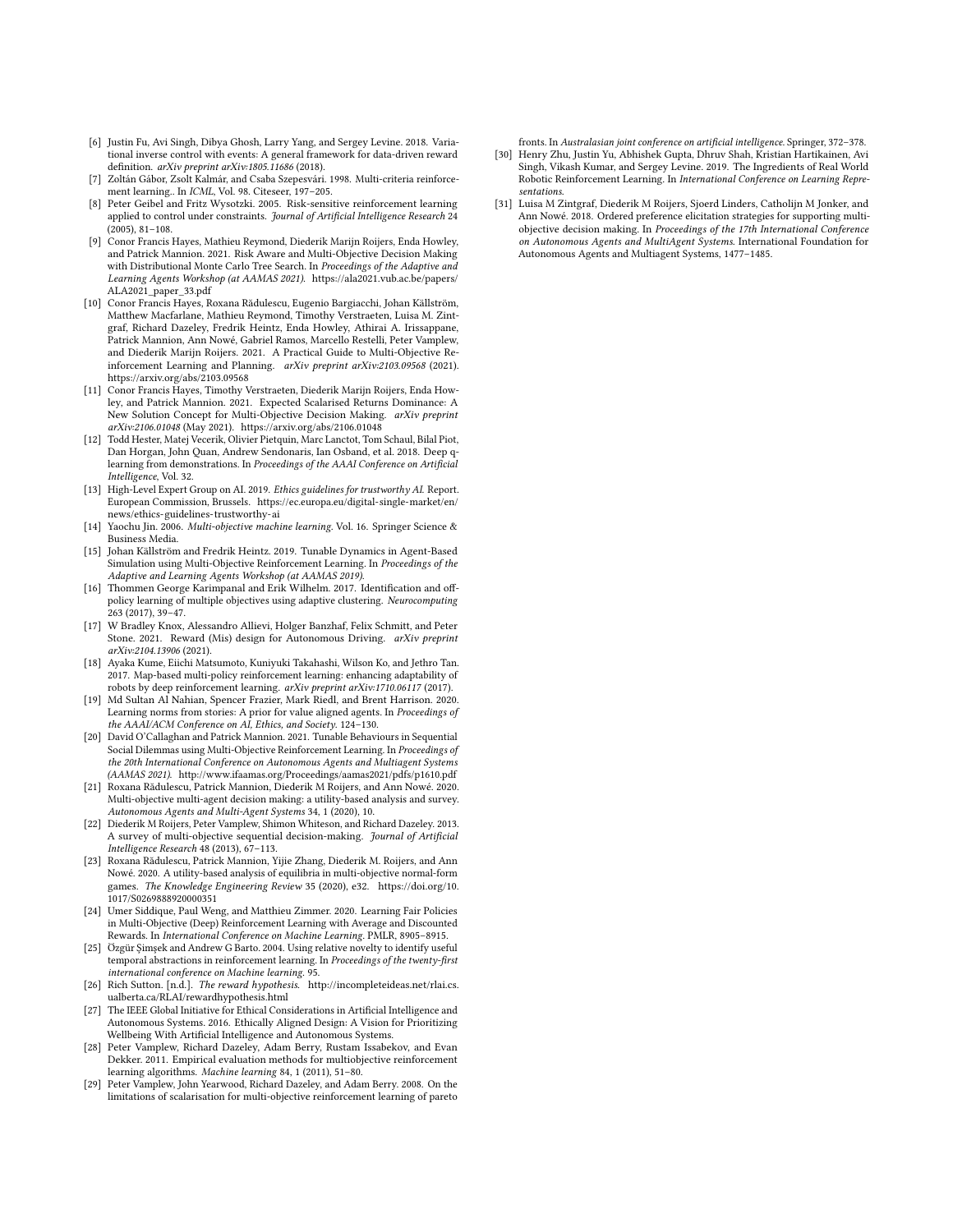[6] Justin Fu, Avi Singh, Dibya Ghosh, Larry Yang, and Sergey Levine. 2018. Variational inverse control with events: A general framework for data-driven reward definition. *arXiv preprint arXiv:1805.11686* (2018).

[7] Zoltán Gábor, Zsolt Kalmár, and Csaba Szepesvári. 1998. Multi-criteria reinforcement learning.. In *ICML*, Vol. 98. Citeseer, 197–205.

[8] Peter Geibel and Fritz Wysotzki. 2005. Risk-sensitive reinforcement learning applied to control under constraints. *Journal of Artificial Intelligence Research* 24 (2005), 81–108.

[9] Conor Francis Hayes, Mathieu Reymond, Diederik Marijn Roijers, Enda Howley, and Patrick Mannion. 2021. Risk Aware and Multi-Objective Decision Making with Distributional Monte Carlo Tree Search. In *Proceedings of the Adaptive and Learning Agents Workshop (at AAMAS 2021)*. https://ala2021.vub.ac.be/papers/ALA2021_paper_33.pdf

[10] Conor Francis Hayes, Roxana Rădulescu, Eugenio Bargiacchi, Johan Källström, Matthew Macfarlane, Mathieu Reymond, Timothy Verstraeten, Luisa M. Zintgraf, Richard Dazeley, Fredrik Heintz, Enda Howley, Athirai A. Irissappane, Patrick Mannion, Ann Nowé, Gabriel Ramos, Marcello Restelli, Peter Vamplew, and Diederik Marijn Roijers. 2021. A Practical Guide to Multi-Objective Reinforcement Learning and Planning. *arXiv preprint arXiv:2103.09568* (2021). https://arxiv.org/abs/2103.09568

[11] Conor Francis Hayes, Timothy Verstraeten, Diederik Marijn Roijers, Enda Howley, and Patrick Mannion. 2021. Expected Scalarised Returns Dominance: A New Solution Concept for Multi-Objective Decision Making. *arXiv preprint arXiv:2106.01048* (May 2021). https://arxiv.org/abs/2106.01048

[12] Todd Hester, Matej Vecerik, Olivier Pietquin, Marc Lanctot, Tom Schaul, Bilal Piot, Dan Horgan, John Quan, Andrew Sendonaris, Ian Osband, et al. 2018. Deep q-learning from demonstrations. In *Proceedings of the AAAI Conference on Artificial Intelligence*, Vol. 32.

[13] High-Level Expert Group on AI. 2019. *Ethics guidelines for trustworthy AI*. Report. European Commission, Brussels. https://ec.europa.eu/digital-single-market/en/news/ethics-guidelines-trustworthy-ai

[14] Yaochu Jin. 2006. *Multi-objective machine learning*. Vol. 16. Springer Science & Business Media.

[15] Johan Källström and Fredrik Heintz. 2019. Tunable Dynamics in Agent-Based Simulation using Multi-Objective Reinforcement Learning. In *Proceedings of the Adaptive and Learning Agents Workshop (at AAMAS 2019)*.

[16] Thommen George Karimpanal and Erik Wilhelm. 2017. Identification and off-policy learning of multiple objectives using adaptive clustering. *Neurocomputing* 263 (2017), 39–47.

[17] W Bradley Knox, Alessandro Allievi, Holger Banzhaf, Felix Schmitt, and Peter Stone. 2021. Reward (Mis) design for Autonomous Driving. *arXiv preprint arXiv:2104.13906* (2021).

[18] Ayaka Kume, Eiichi Matsumoto, Kuniyuki Takahashi, Wilson Ko, and Jethro Tan. 2017. Map-based multi-policy reinforcement learning: enhancing adaptability of robots by deep reinforcement learning. *arXiv preprint arXiv:1710.06117* (2017).

[19] Md Sultan Al Nahian, Spencer Frazier, Mark Riedl, and Brent Harrison. 2020. Learning norms from stories: A prior for value aligned agents. In *Proceedings of the AAAI/ACM Conference on AI, Ethics, and Society*. 124–130.

[20] David O'Callaghan and Patrick Mannion. 2021. Tunable Behaviours in Sequential Social Dilemmas using Multi-Objective Reinforcement Learning. In *Proceedings of the 20th International Conference on Autonomous Agents and Multiagent Systems (AAMAS 2021)*. http://www.ifaamas.org/Proceedings/aamas2021/pdfs/p1610.pdf

[21] Roxana Rădulescu, Patrick Mannion, Diederik M Roijers, and Ann Nowé. 2020. Multi-objective multi-agent decision making: a utility-based analysis and survey. *Autonomous Agents and Multi-Agent Systems* 34, 1 (2020), 10.

[22] Diederik M Roijers, Peter Vamplew, Shimon Whiteson, and Richard Dazeley. 2013. A survey of multi-objective sequential decision-making. *Journal of Artificial Intelligence Research* 48 (2013), 67–113.

[23] Roxana Rădulescu, Patrick Mannion, Yijie Zhang, Diederik M. Roijers, and Ann Nowé. 2020. A utility-based analysis of equilibria in multi-objective normal-form games. *The Knowledge Engineering Review* 35 (2020), e32. https://doi.org/10.1017/S0269888920000351

[24] Umer Siddique, Paul Weng, and Matthieu Zimmer. 2020. Learning Fair Policies in Multi-Objective (Deep) Reinforcement Learning with Average and Discounted Rewards. In *International Conference on Machine Learning*. PMLR, 8905–8915.

[25] Özgür Şimşek and Andrew G Barto. 2004. Using relative novelty to identify useful temporal abstractions in reinforcement learning. In *Proceedings of the twenty-first international conference on Machine learning*. 95.

[26] Rich Sutton. [n.d.]. *The reward hypothesis*. http://incompleteideas.net/rlai.cs.ualberta.ca/RLAI/rewardhypothesis.html

[27] The IEEE Global Initiative for Ethical Considerations in Artificial Intelligence and Autonomous Systems. 2016. Ethically Aligned Design: A Vision for Prioritizing Wellbeing With Artificial Intelligence and Autonomous Systems.

[28] Peter Vamplew, Richard Dazeley, Adam Berry, Rustam Issabekov, and Evan Dekker. 2011. Empirical evaluation methods for multiobjective reinforcement learning algorithms. *Machine learning* 84, 1 (2011), 51–80.

[29] Peter Vamplew, John Yearwood, Richard Dazeley, and Adam Berry. 2008. On the limitations of scalarisation for multi-objective reinforcement learning of pareto fronts. In *Australasian joint conference on artificial intelligence*. Springer, 372–378.

[30] Henry Zhu, Justin Yu, Abhishek Gupta, Dhruv Shah, Kristian Hartikainen, Avi Singh, Vikash Kumar, and Sergey Levine. 2019. The Ingredients of Real World Robotic Reinforcement Learning. In *International Conference on Learning Representations*.

[31] Luisa M Zintgraf, Diederik M Roijers, Sjoerd Linders, Catholijn M Jonker, and Ann Nowé. 2018. Ordered preference elicitation strategies for supporting multi-objective decision making. In *Proceedings of the 17th International Conference on Autonomous Agents and MultiAgent Systems*. International Foundation for Autonomous Agents and Multiagent Systems, 1477–1485.